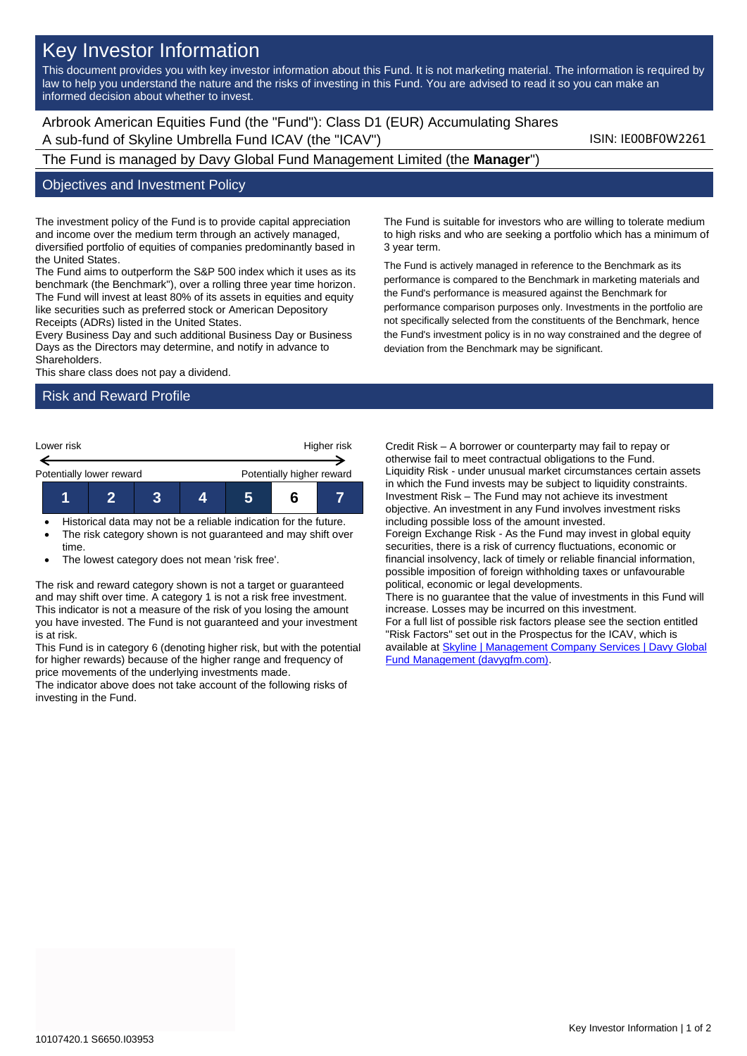# Key Investor Information

This document provides you with key investor information about this Fund. It is not marketing material. The information is required by law to help you understand the nature and the risks of investing in this Fund. You are advised to read it so you can make an informed decision about whether to invest.

Arbrook American Equities Fund (the "Fund"): Class D1 (EUR) Accumulating Shares
A sub-fund of Skyline Umbrella Fund ICAV (the "ICAV")

ISIN: IE00BF0W2261

The Fund is managed by Davy Global Fund Management Limited (the **Manager**")

## Objectives and Investment Policy

The investment policy of the Fund is to provide capital appreciation and income over the medium term through an actively managed, diversified portfolio of equities of companies predominantly based in the United States.
The Fund aims to outperform the S&P 500 index which it uses as its benchmark (the Benchmark"), over a rolling three year time horizon.
The Fund will invest at least 80% of its assets in equities and equity like securities such as preferred stock or American Depository Receipts (ADRs) listed in the United States.
Every Business Day and such additional Business Day or Business Days as the Directors may determine, and notify in advance to Shareholders.
This share class does not pay a dividend.

The Fund is suitable for investors who are willing to tolerate medium to high risks and who are seeking a portfolio which has a minimum of 3 year term.

The Fund is actively managed in reference to the Benchmark as its performance is compared to the Benchmark in marketing materials and the Fund's performance is measured against the Benchmark for performance comparison purposes only. Investments in the portfolio are not specifically selected from the constituents of the Benchmark, hence the Fund's investment policy is in no way constrained and the degree of deviation from the Benchmark may be significant.

## Risk and Reward Profile

Lower risk — Higher risk

Potentially lower reward — Potentially higher reward

| 1 | 2 | 3 | 4 | 5 | **6** | 7 |
|---|---|---|---|---|---|---|

- Historical data may not be a reliable indication for the future.
- The risk category shown is not guaranteed and may shift over time.
- The lowest category does not mean 'risk free'.

The risk and reward category shown is not a target or guaranteed and may shift over time. A category 1 is not a risk free investment. This indicator is not a measure of the risk of you losing the amount you have invested. The Fund is not guaranteed and your investment is at risk.
This Fund is in category 6 (denoting higher risk, but with the potential for higher rewards) because of the higher range and frequency of price movements of the underlying investments made.
The indicator above does not take account of the following risks of investing in the Fund.

Credit Risk – A borrower or counterparty may fail to repay or otherwise fail to meet contractual obligations to the Fund.
Liquidity Risk - under unusual market circumstances certain assets in which the Fund invests may be subject to liquidity constraints.
Investment Risk – The Fund may not achieve its investment objective. An investment in any Fund involves investment risks including possible loss of the amount invested.
Foreign Exchange Risk - As the Fund may invest in global equity securities, there is a risk of currency fluctuations, economic or financial insolvency, lack of timely or reliable financial information, possible imposition of foreign withholding taxes or unfavourable political, economic or legal developments.
There is no guarantee that the value of investments in this Fund will increase. Losses may be incurred on this investment.
For a full list of possible risk factors please see the section entitled "Risk Factors" set out in the Prospectus for the ICAV, which is available at [Skyline | Management Company Services | Davy Global Fund Management (davygfm.com)](davygfm.com).

10107420.1 S6650.I03953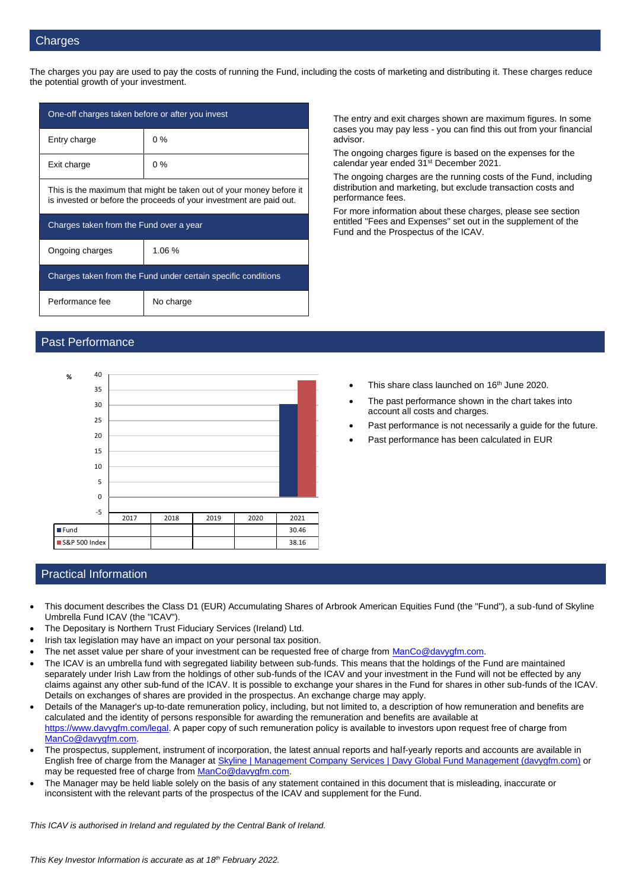## Charges

The charges you pay are used to pay the costs of running the Fund, including the costs of marketing and distributing it. These charges reduce the potential growth of your investment.

| One-off charges taken before or after you invest | |
|---|---|
| Entry charge | 0 % |
| Exit charge | 0 % |
| This is the maximum that might be taken out of your money before it is invested or before the proceeds of your investment are paid out. | |
| **Charges taken from the Fund over a year** | |
| Ongoing charges | 1.06 % |
| **Charges taken from the Fund under certain specific conditions** | |
| Performance fee | No charge |

The entry and exit charges shown are maximum figures. In some cases you may pay less - you can find this out from your financial advisor.

The ongoing charges figure is based on the expenses for the calendar year ended 31st December 2021.

The ongoing charges are the running costs of the Fund, including distribution and marketing, but exclude transaction costs and performance fees.

For more information about these charges, please see section entitled "Fees and Expenses" set out in the supplement of the Fund and the Prospectus of the ICAV.

## Past Performance

%

40
35
30
25
20
15
10
5
0
-5

2017 2018 2019 2020 2021

Fund 30.46

S&P 500 Index 38.16

- This share class launched on 16th June 2020.
- The past performance shown in the chart takes into account all costs and charges.
- Past performance is not necessarily a guide for the future.
- Past performance has been calculated in EUR

## Practical Information

- This document describes the Class D1 (EUR) Accumulating Shares of Arbrook American Equities Fund (the "Fund"), a sub-fund of Skyline Umbrella Fund ICAV (the "ICAV").
- The Depositary is Northern Trust Fiduciary Services (Ireland) Ltd.
- Irish tax legislation may have an impact on your personal tax position.
- The net asset value per share of your investment can be requested free of charge from ManCo@davygfm.com.
- The ICAV is an umbrella fund with segregated liability between sub-funds. This means that the holdings of the Fund are maintained separately under Irish Law from the holdings of other sub-funds of the ICAV and your investment in the Fund will not be effected by any claims against any other sub-fund of the ICAV. It is possible to exchange your shares in the Fund for shares in other sub-funds of the ICAV. Details on exchanges of shares are provided in the prospectus. An exchange charge may apply.
- Details of the Manager's up-to-date remuneration policy, including, but not limited to, a description of how remuneration and benefits are calculated and the identity of persons responsible for awarding the remuneration and benefits are available at https://www.davygfm.com/legal. A paper copy of such remuneration policy is available to investors upon request free of charge from ManCo@davygfm.com.
- The prospectus, supplement, instrument of incorporation, the latest annual reports and half-yearly reports and accounts are available in English free of charge from the Manager at Skyline | Management Company Services | Davy Global Fund Management (davygfm.com) or may be requested free of charge from ManCo@davygfm.com.
- The Manager may be held liable solely on the basis of any statement contained in this document that is misleading, inaccurate or inconsistent with the relevant parts of the prospectus of the ICAV and supplement for the Fund.

*This ICAV is authorised in Ireland and regulated by the Central Bank of Ireland.*

*This Key Investor Information is accurate as at 18th February 2022.*